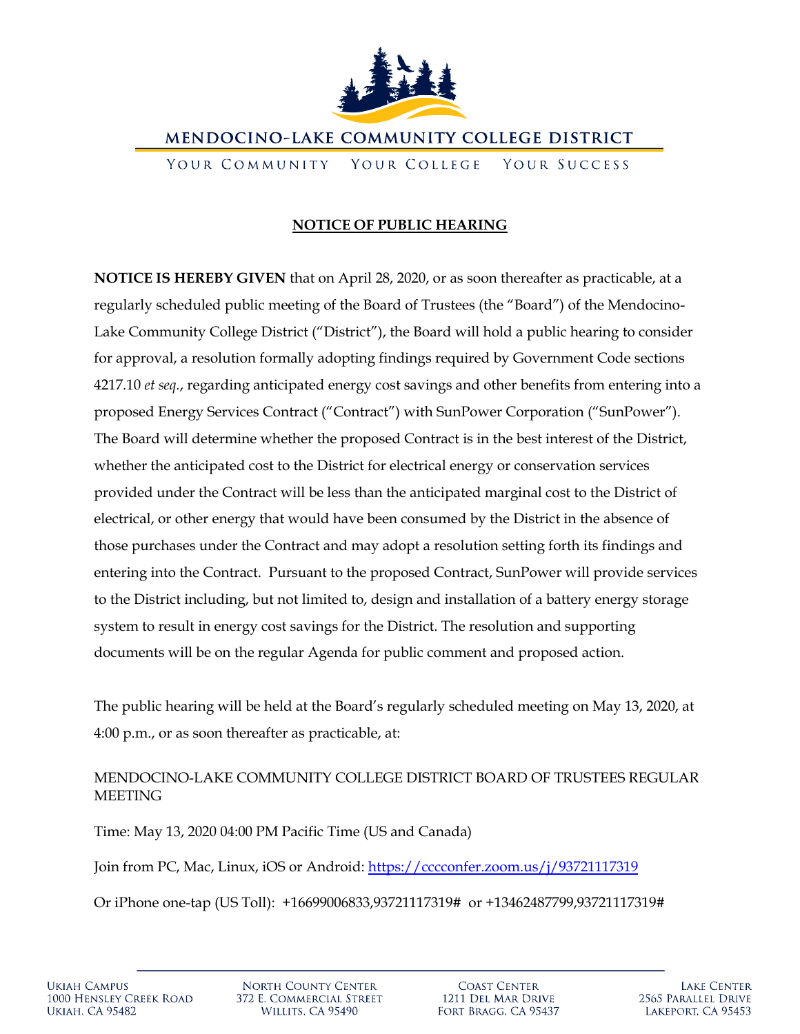# MENDOCINO-LAKE COMMUNITY COLLEGE DISTRICT

YOUR COMMUNITY   YOUR COLLEGE   YOUR SUCCESS

**NOTICE OF PUBLIC HEARING**

**NOTICE IS HEREBY GIVEN** that on April 28, 2020, or as soon thereafter as practicable, at a regularly scheduled public meeting of the Board of Trustees (the "Board") of the Mendocino-Lake Community College District ("District"), the Board will hold a public hearing to consider for approval, a resolution formally adopting findings required by Government Code sections 4217.10 *et seq.*, regarding anticipated energy cost savings and other benefits from entering into a proposed Energy Services Contract ("Contract") with SunPower Corporation ("SunPower"). The Board will determine whether the proposed Contract is in the best interest of the District, whether the anticipated cost to the District for electrical energy or conservation services provided under the Contract will be less than the anticipated marginal cost to the District of electrical, or other energy that would have been consumed by the District in the absence of those purchases under the Contract and may adopt a resolution setting forth its findings and entering into the Contract. Pursuant to the proposed Contract, SunPower will provide services to the District including, but not limited to, design and installation of a battery energy storage system to result in energy cost savings for the District. The resolution and supporting documents will be on the regular Agenda for public comment and proposed action.

The public hearing will be held at the Board's regularly scheduled meeting on May 13, 2020, at 4:00 p.m., or as soon thereafter as practicable, at:

MENDOCINO-LAKE COMMUNITY COLLEGE DISTRICT BOARD OF TRUSTEES REGULAR MEETING

Time: May 13, 2020 04:00 PM Pacific Time (US and Canada)

Join from PC, Mac, Linux, iOS or Android: https://cccconfer.zoom.us/j/93721117319

Or iPhone one-tap (US Toll): +16699006833,93721117319# or +13462487799,93721117319#

UKIAH CAMPUS
1000 HENSLEY CREEK ROAD
UKIAH, CA 95482

NORTH COUNTY CENTER
372 E. COMMERCIAL STREET
WILLITS, CA 95490

COAST CENTER
1211 DEL MAR DRIVE
FORT BRAGG, CA 95437

LAKE CENTER
2565 PARALLEL DRIVE
LAKEPORT, CA 95453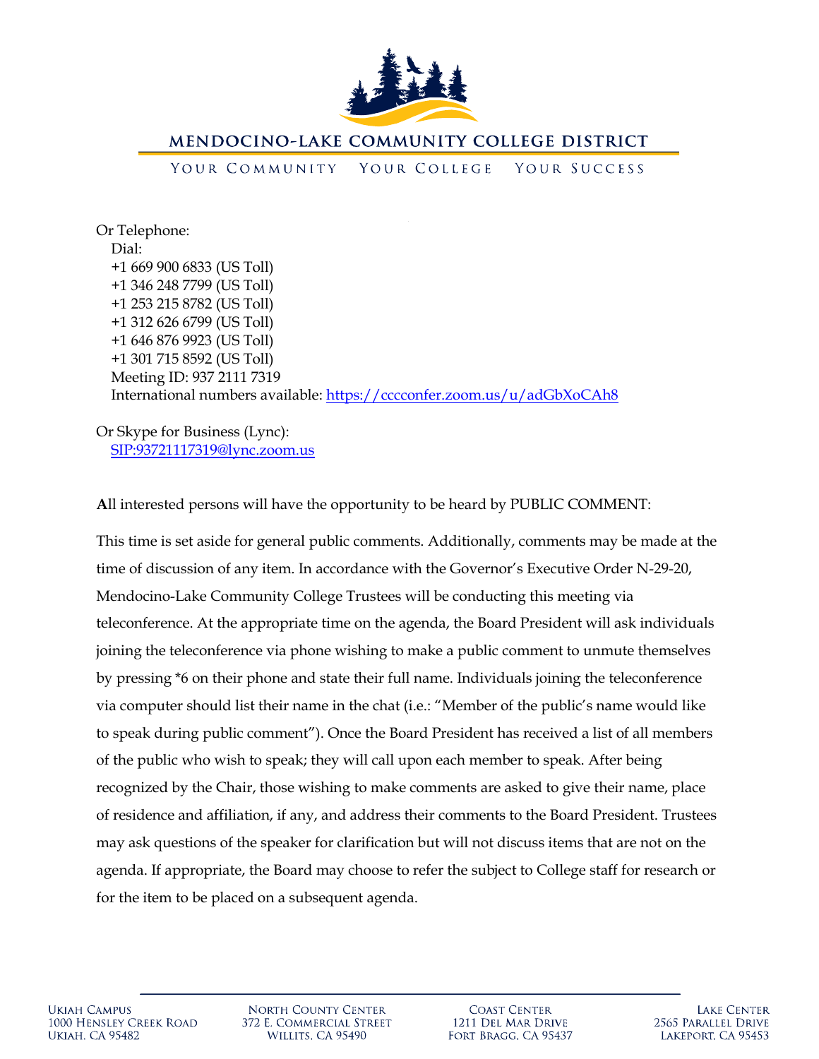Or Telephone:

Dial:
+1 669 900 6833 (US Toll)
+1 346 248 7799 (US Toll)
+1 253 215 8782 (US Toll)
+1 312 626 6799 (US Toll)
+1 646 876 9923 (US Toll)
+1 301 715 8592 (US Toll)
Meeting ID: 937 2111 7319
International numbers available: https://cccconfer.zoom.us/u/adGbXoCAh8

Or Skype for Business (Lync):
SIP:93721117319@lync.zoom.us

**A**ll interested persons will have the opportunity to be heard by PUBLIC COMMENT:

This time is set aside for general public comments. Additionally, comments may be made at the time of discussion of any item. In accordance with the Governor's Executive Order N-29-20, Mendocino-Lake Community College Trustees will be conducting this meeting via teleconference. At the appropriate time on the agenda, the Board President will ask individuals joining the teleconference via phone wishing to make a public comment to unmute themselves by pressing *6 on their phone and state their full name. Individuals joining the teleconference via computer should list their name in the chat (i.e.: "Member of the public's name would like to speak during public comment"). Once the Board President has received a list of all members of the public who wish to speak; they will call upon each member to speak. After being recognized by the Chair, those wishing to make comments are asked to give their name, place of residence and affiliation, if any, and address their comments to the Board President. Trustees may ask questions of the speaker for clarification but will not discuss items that are not on the agenda. If appropriate, the Board may choose to refer the subject to College staff for research or for the item to be placed on a subsequent agenda.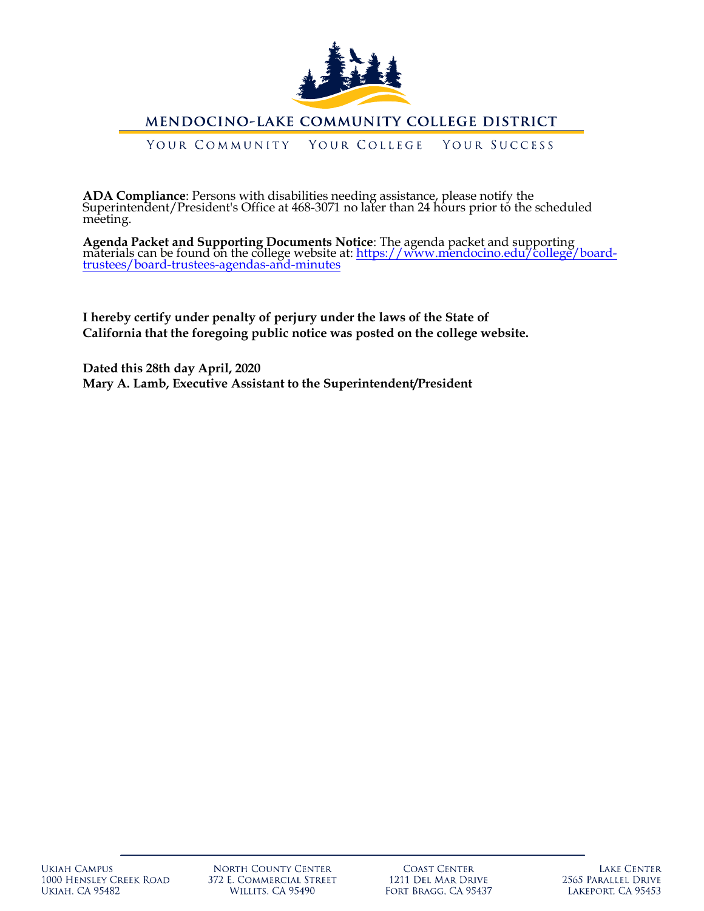**ADA Compliance**: Persons with disabilities needing assistance, please notify the Superintendent/President's Office at 468-3071 no later than 24 hours prior to the scheduled meeting.

**Agenda Packet and Supporting Documents Notice**: The agenda packet and supporting materials can be found on the college website at: https://www.mendocino.edu/college/board-trustees/board-trustees-agendas-and-minutes

**I hereby certify under penalty of perjury under the laws of the State of California that the foregoing public notice was posted on the college website.**

**Dated this 28th day April, 2020**
**Mary A. Lamb, Executive Assistant to the Superintendent/President**